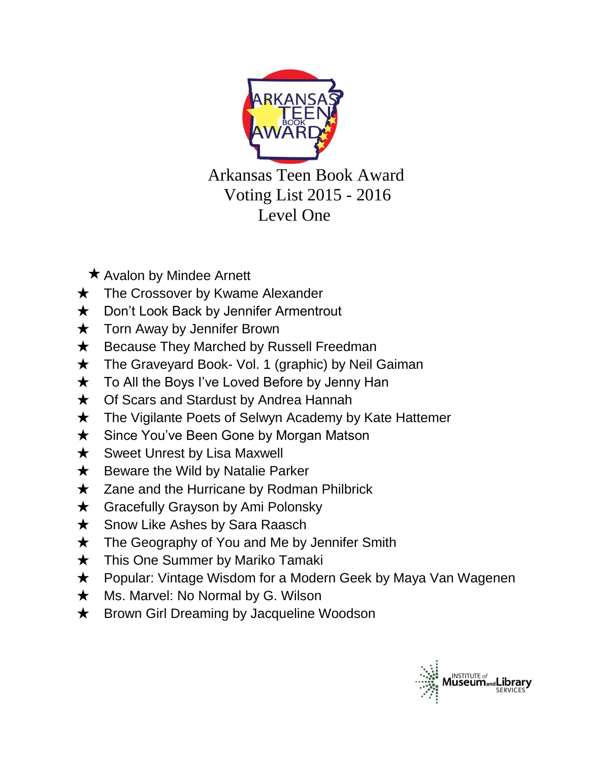# Arkansas Teen Book Award
## Voting List 2015 - 2016
## Level One

- ★ Avalon by Mindee Arnett
- ★ The Crossover by Kwame Alexander
- ★ Don't Look Back by Jennifer Armentrout
- ★ Torn Away by Jennifer Brown
- ★ Because They Marched by Russell Freedman
- ★ The Graveyard Book- Vol. 1 (graphic) by Neil Gaiman
- ★ To All the Boys I've Loved Before by Jenny Han
- ★ Of Scars and Stardust by Andrea Hannah
- ★ The Vigilante Poets of Selwyn Academy by Kate Hattemer
- ★ Since You've Been Gone by Morgan Matson
- ★ Sweet Unrest by Lisa Maxwell
- ★ Beware the Wild by Natalie Parker
- ★ Zane and the Hurricane by Rodman Philbrick
- ★ Gracefully Grayson by Ami Polonsky
- ★ Snow Like Ashes by Sara Raasch
- ★ The Geography of You and Me by Jennifer Smith
- ★ This One Summer by Mariko Tamaki
- ★ Popular: Vintage Wisdom for a Modern Geek by Maya Van Wagenen
- ★ Ms. Marvel: No Normal by G. Wilson
- ★ Brown Girl Dreaming by Jacqueline Woodson

INSTITUTE of Museum and Library SERVICES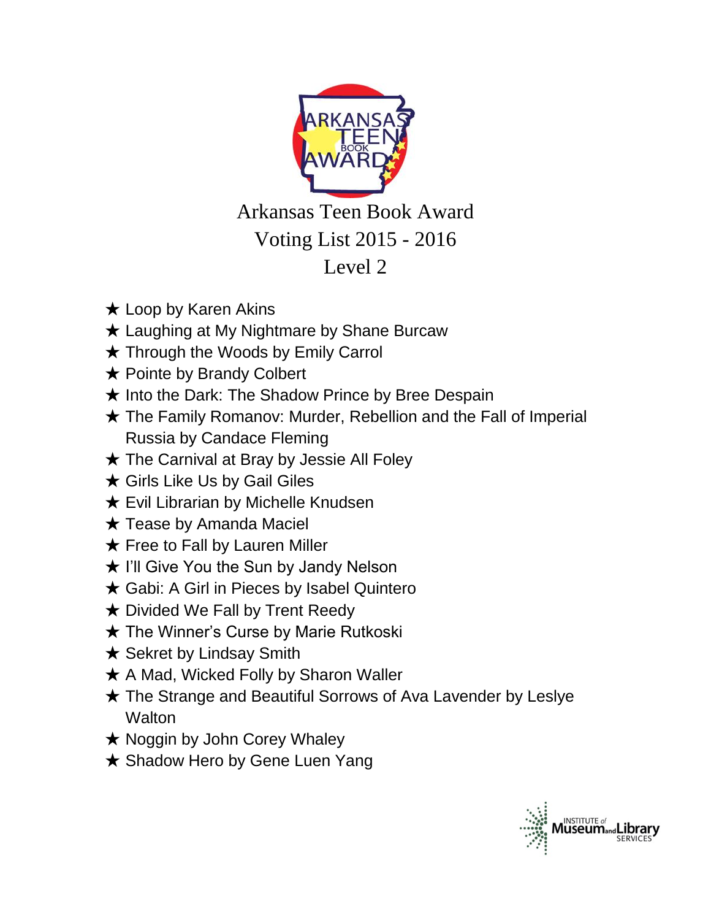# Arkansas Teen Book Award
## Voting List 2015 - 2016
## Level 2

- ★ Loop by Karen Akins
- ★ Laughing at My Nightmare by Shane Burcaw
- ★ Through the Woods by Emily Carrol
- ★ Pointe by Brandy Colbert
- ★ Into the Dark: The Shadow Prince by Bree Despain
- ★ The Family Romanov: Murder, Rebellion and the Fall of Imperial Russia by Candace Fleming
- ★ The Carnival at Bray by Jessie All Foley
- ★ Girls Like Us by Gail Giles
- ★ Evil Librarian by Michelle Knudsen
- ★ Tease by Amanda Maciel
- ★ Free to Fall by Lauren Miller
- ★ I'll Give You the Sun by Jandy Nelson
- ★ Gabi: A Girl in Pieces by Isabel Quintero
- ★ Divided We Fall by Trent Reedy
- ★ The Winner's Curse by Marie Rutkoski
- ★ Sekret by Lindsay Smith
- ★ A Mad, Wicked Folly by Sharon Waller
- ★ The Strange and Beautiful Sorrows of Ava Lavender by Leslye Walton
- ★ Noggin by John Corey Whaley
- ★ Shadow Hero by Gene Luen Yang

INSTITUTE of Museum and Library SERVICES